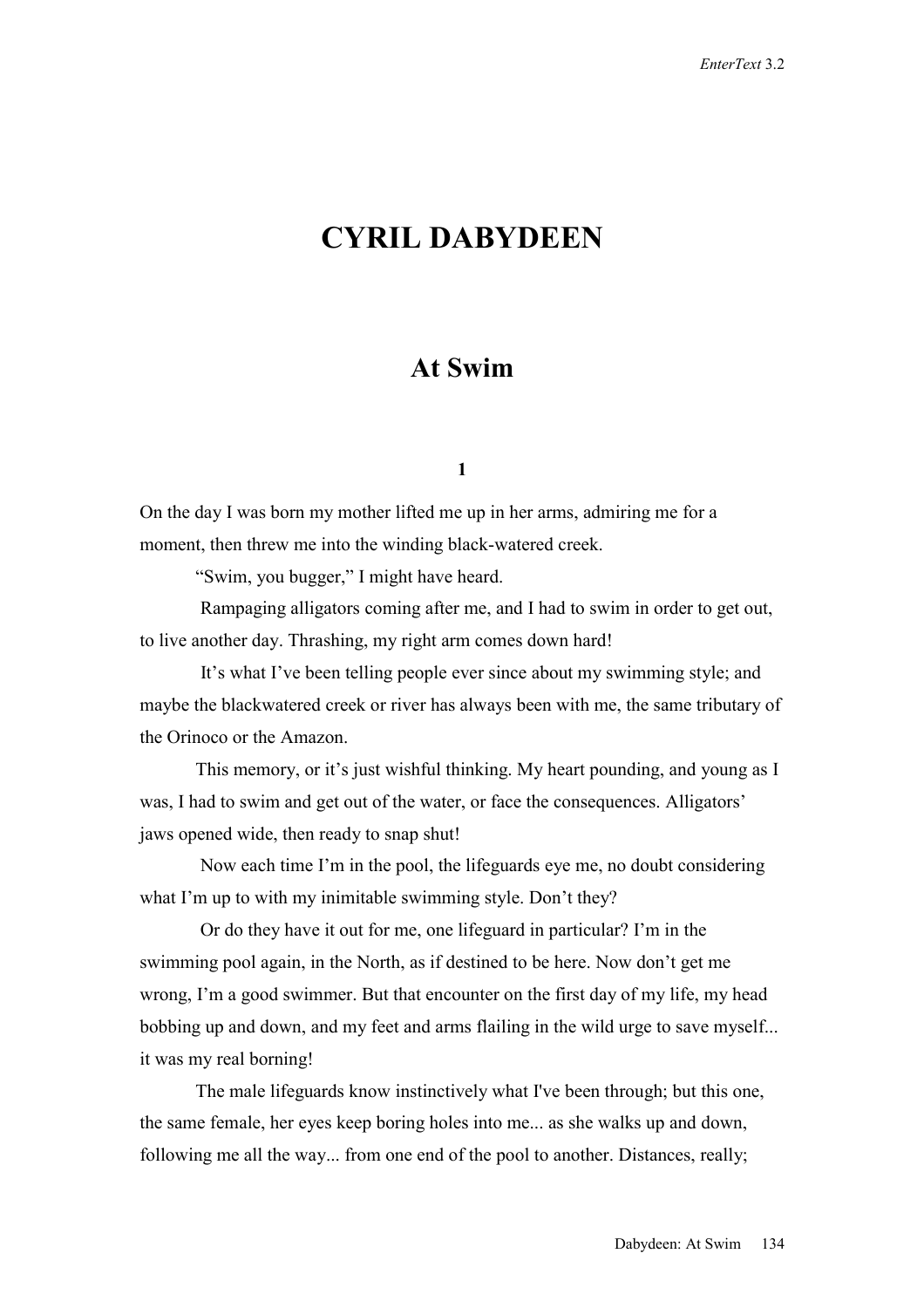# CYRIL DABYDEEN

## At Swim

### 1

On the day I was born my mother lifted me up in her arms, admiring me for a moment, then threw me into the winding black-watered creek.

"Swim, you bugger," I might have heard.

Rampaging alligators coming after me, and I had to swim in order to get out, to live another day. Thrashing, my right arm comes down hard!

It's what I've been telling people ever since about my swimming style; and maybe the blackwatered creek or river has always been with me, the same tributary of the Orinoco or the Amazon.

This memory, or it's just wishful thinking. My heart pounding, and young as I was, I had to swim and get out of the water, or face the consequences. Alligators' jaws opened wide, then ready to snap shut!

Now each time I'm in the pool, the lifeguards eye me, no doubt considering what I'm up to with my inimitable swimming style. Don't they?

Or do they have it out for me, one lifeguard in particular? I'm in the swimming pool again, in the North, as if destined to be here. Now don't get me wrong, I'm a good swimmer. But that encounter on the first day of my life, my head bobbing up and down, and my feet and arms flailing in the wild urge to save myself... it was my real borning!

The male lifeguards know instinctively what I've been through; but this one, the same female, her eyes keep boring holes into me... as she walks up and down, following me all the way... from one end of the pool to another. Distances, really;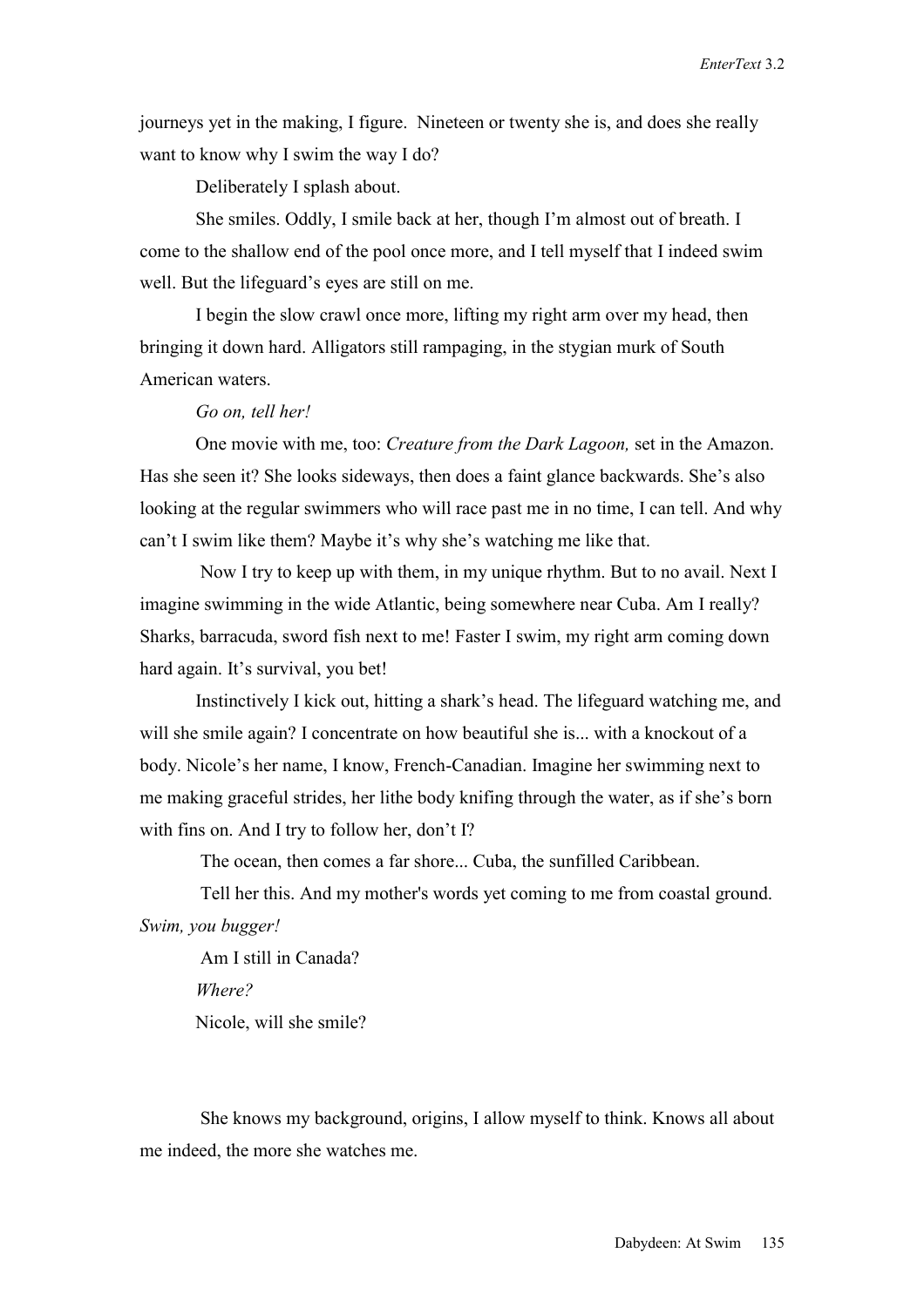journeys yet in the making, I figure. Nineteen or twenty she is, and does she really want to know why I swim the way I do?

Deliberately I splash about.

She smiles. Oddly, I smile back at her, though I'm almost out of breath. I come to the shallow end of the pool once more, and I tell myself that I indeed swim well. But the lifeguard's eyes are still on me.

I begin the slow crawl once more, lifting my right arm over my head, then bringing it down hard. Alligators still rampaging, in the stygian murk of South American waters.

*Go on, tell her!*

One movie with me, too: *Creature from the Dark Lagoon,* set in the Amazon. Has she seen it? She looks sideways, then does a faint glance backwards. She's also looking at the regular swimmers who will race past me in no time, I can tell. And why can't I swim like them? Maybe it's why she's watching me like that.

Now I try to keep up with them, in my unique rhythm. But to no avail. Next I imagine swimming in the wide Atlantic, being somewhere near Cuba. Am I really? Sharks, barracuda, sword fish next to me! Faster I swim, my right arm coming down hard again. It's survival, you bet!

Instinctively I kick out, hitting a shark's head. The lifeguard watching me, and will she smile again? I concentrate on how beautiful she is... with a knockout of a body. Nicole's her name, I know, French-Canadian. Imagine her swimming next to me making graceful strides, her lithe body knifing through the water, as if she's born with fins on. And I try to follow her, don't I?

The ocean, then comes a far shore... Cuba, the sunfilled Caribbean.

Tell her this. And my mother's words yet coming to me from coastal ground. *Swim, you bugger!*

Am I still in Canada?

*Where?*

Nicole, will she smile?

She knows my background, origins, I allow myself to think. Knows all about me indeed, the more she watches me.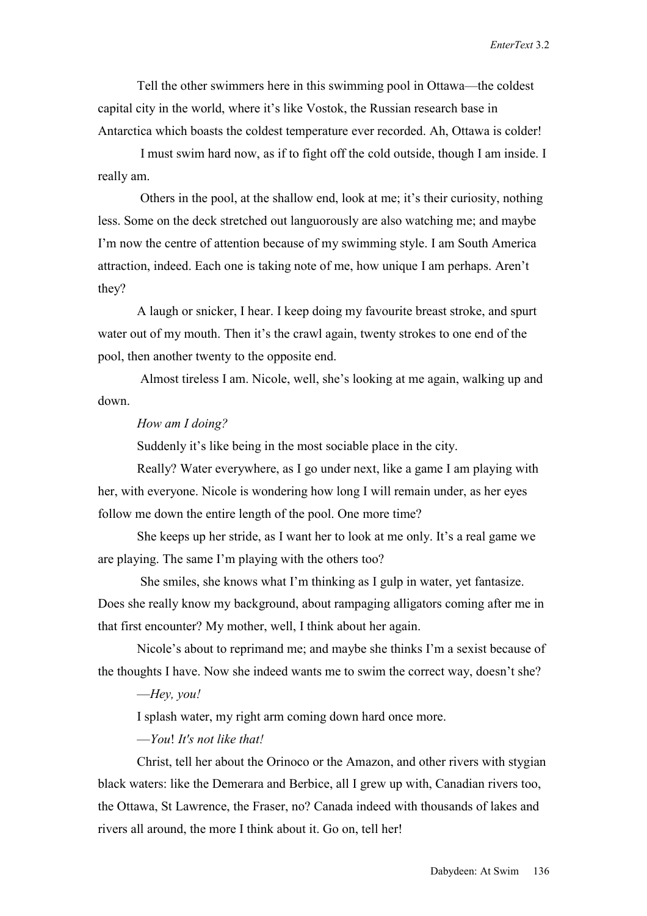Tell the other swimmers here in this swimming pool in Ottawa—the coldest capital city in the world, where it's like Vostok, the Russian research base in Antarctica which boasts the coldest temperature ever recorded. Ah, Ottawa is colder!

I must swim hard now, as if to fight off the cold outside, though I am inside. I really am.

Others in the pool, at the shallow end, look at me; it's their curiosity, nothing less. Some on the deck stretched out languorously are also watching me; and maybe I'm now the centre of attention because of my swimming style. I am South America attraction, indeed. Each one is taking note of me, how unique I am perhaps. Aren't they?

A laugh or snicker, I hear. I keep doing my favourite breast stroke, and spurt water out of my mouth. Then it's the crawl again, twenty strokes to one end of the pool, then another twenty to the opposite end.

Almost tireless I am. Nicole, well, she's looking at me again, walking up and down.

*How am I doing?*

Suddenly it's like being in the most sociable place in the city.

Really? Water everywhere, as I go under next, like a game I am playing with her, with everyone. Nicole is wondering how long I will remain under, as her eyes follow me down the entire length of the pool. One more time?

She keeps up her stride, as I want her to look at me only. It's a real game we are playing. The same I'm playing with the others too?

She smiles, she knows what I'm thinking as I gulp in water, yet fantasize. Does she really know my background, about rampaging alligators coming after me in that first encounter? My mother, well, I think about her again.

Nicole's about to reprimand me; and maybe she thinks I'm a sexist because of the thoughts I have. Now she indeed wants me to swim the correct way, doesn't she?

—*Hey, you!*

I splash water, my right arm coming down hard once more.

—*You*! *It's not like that!*

Christ, tell her about the Orinoco or the Amazon, and other rivers with stygian black waters: like the Demerara and Berbice, all I grew up with, Canadian rivers too, the Ottawa, St Lawrence, the Fraser, no? Canada indeed with thousands of lakes and rivers all around, the more I think about it. Go on, tell her!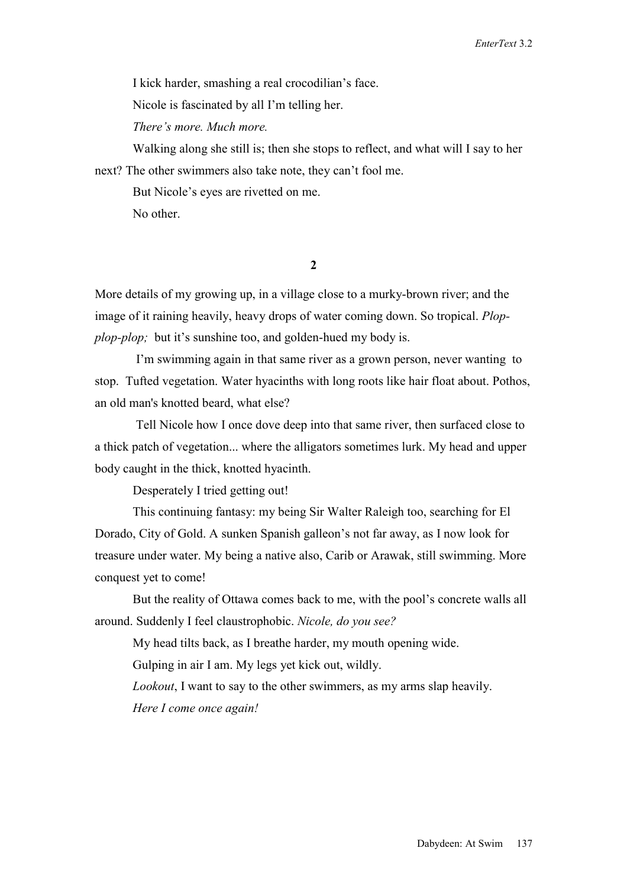I kick harder, smashing a real crocodilian's face.

Nicole is fascinated by all I'm telling her.

*There's more. Much more.*

Walking along she still is; then she stops to reflect, and what will I say to her next? The other swimmers also take note, they can't fool me.

But Nicole's eyes are rivetted on me.

No other.

**2**

More details of my growing up, in a village close to a murky-brown river; and the image of it raining heavily, heavy drops of water coming down. So tropical. *Plop-plop-plop;* but it's sunshine too, and golden-hued my body is.

I'm swimming again in that same river as a grown person, never wanting to stop. Tufted vegetation. Water hyacinths with long roots like hair float about. Pothos, an old man's knotted beard, what else?

Tell Nicole how I once dove deep into that same river, then surfaced close to a thick patch of vegetation... where the alligators sometimes lurk. My head and upper body caught in the thick, knotted hyacinth.

Desperately I tried getting out!

This continuing fantasy: my being Sir Walter Raleigh too, searching for El Dorado, City of Gold. A sunken Spanish galleon's not far away, as I now look for treasure under water. My being a native also, Carib or Arawak, still swimming. More conquest yet to come!

But the reality of Ottawa comes back to me, with the pool's concrete walls all around. Suddenly I feel claustrophobic. *Nicole, do you see?*

My head tilts back, as I breathe harder, my mouth opening wide.

Gulping in air I am. My legs yet kick out, wildly.

*Lookout*, I want to say to the other swimmers, as my arms slap heavily.

*Here I come once again!*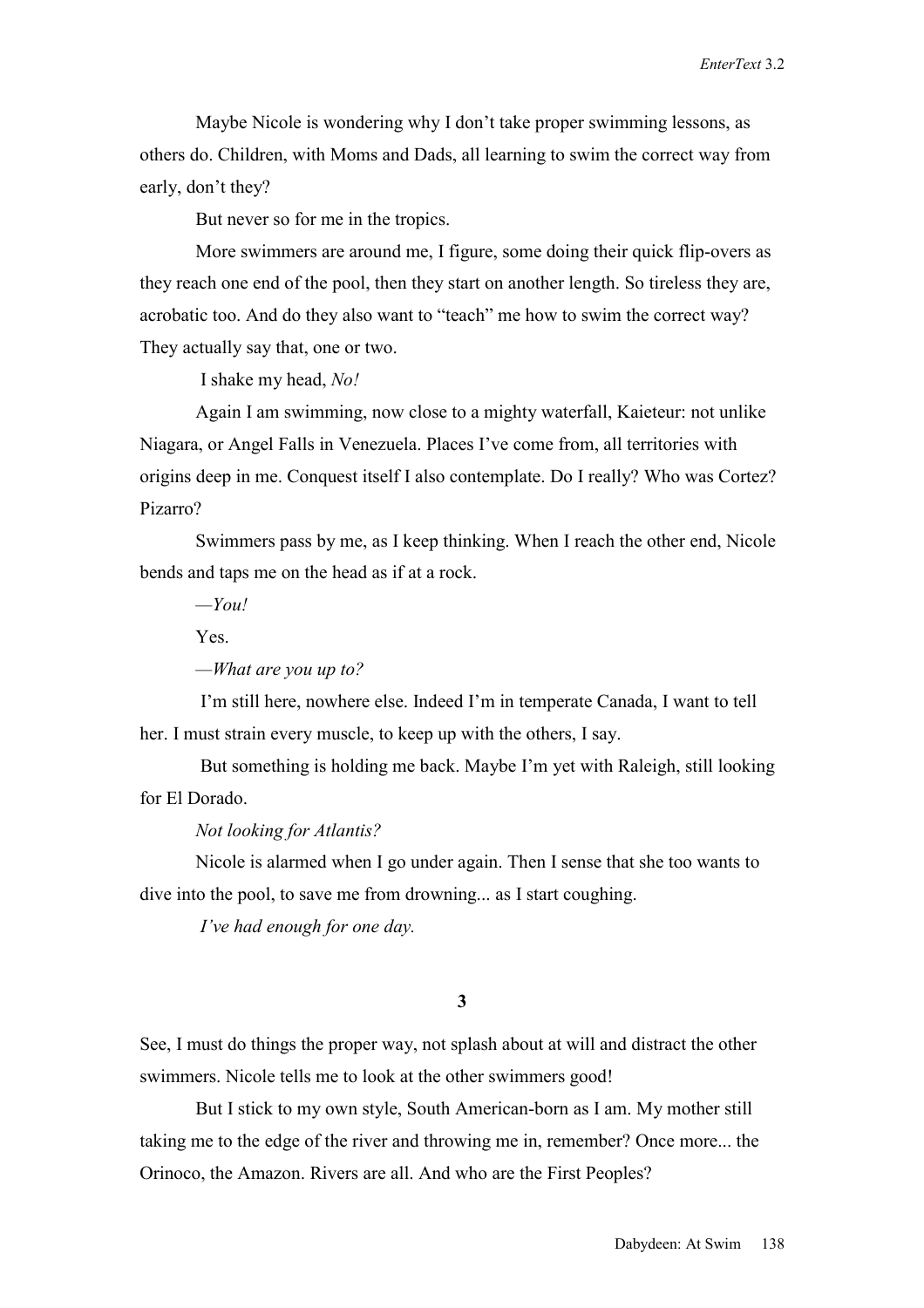Maybe Nicole is wondering why I don't take proper swimming lessons, as others do. Children, with Moms and Dads, all learning to swim the correct way from early, don't they?

But never so for me in the tropics.

More swimmers are around me, I figure, some doing their quick flip-overs as they reach one end of the pool, then they start on another length. So tireless they are, acrobatic too. And do they also want to "teach" me how to swim the correct way? They actually say that, one or two.

I shake my head, *No!*

Again I am swimming, now close to a mighty waterfall, Kaieteur: not unlike Niagara, or Angel Falls in Venezuela. Places I've come from, all territories with origins deep in me. Conquest itself I also contemplate. Do I really? Who was Cortez? Pizarro?

Swimmers pass by me, as I keep thinking. When I reach the other end, Nicole bends and taps me on the head as if at a rock.

*—You!*

Yes.

*—What are you up to?*

I'm still here, nowhere else. Indeed I'm in temperate Canada, I want to tell her. I must strain every muscle, to keep up with the others, I say.

But something is holding me back. Maybe I'm yet with Raleigh, still looking for El Dorado.

*Not looking for Atlantis?*

Nicole is alarmed when I go under again. Then I sense that she too wants to dive into the pool, to save me from drowning... as I start coughing.

*I've had enough for one day.*

**3**

See, I must do things the proper way, not splash about at will and distract the other swimmers. Nicole tells me to look at the other swimmers good!

But I stick to my own style, South American-born as I am. My mother still taking me to the edge of the river and throwing me in, remember? Once more... the Orinoco, the Amazon. Rivers are all. And who are the First Peoples?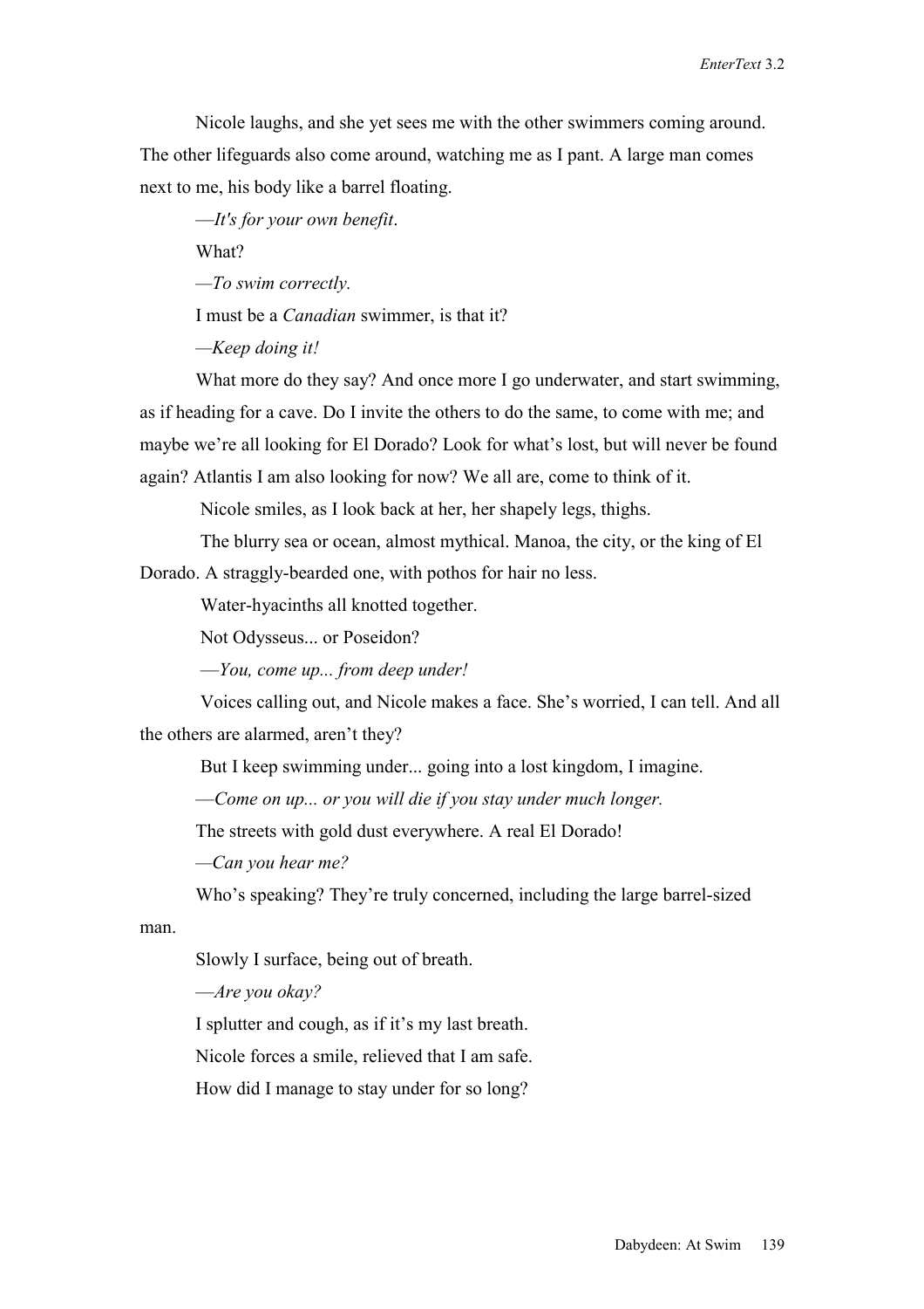Nicole laughs, and she yet sees me with the other swimmers coming around. The other lifeguards also come around, watching me as I pant. A large man comes next to me, his body like a barrel floating.

—*It's for your own benefit*.

What?

—*To swim correctly.*

I must be a *Canadian* swimmer, is that it?

—*Keep doing it!*

What more do they say? And once more I go underwater, and start swimming, as if heading for a cave. Do I invite the others to do the same, to come with me; and maybe we're all looking for El Dorado? Look for what's lost, but will never be found again? Atlantis I am also looking for now? We all are, come to think of it.

Nicole smiles, as I look back at her, her shapely legs, thighs.

The blurry sea or ocean, almost mythical. Manoa, the city, or the king of El Dorado. A straggly-bearded one, with pothos for hair no less.

Water-hyacinths all knotted together.

Not Odysseus... or Poseidon?

—*You, come up... from deep under!*

Voices calling out, and Nicole makes a face. She's worried, I can tell. And all the others are alarmed, aren't they?

But I keep swimming under... going into a lost kingdom, I imagine.

—*Come on up... or you will die if you stay under much longer.*

The streets with gold dust everywhere. A real El Dorado!

—*Can you hear me?*

Who's speaking? They're truly concerned, including the large barrel-sized man.

Slowly I surface, being out of breath.

—*Are you okay?*

I splutter and cough, as if it's my last breath.

Nicole forces a smile, relieved that I am safe.

How did I manage to stay under for so long?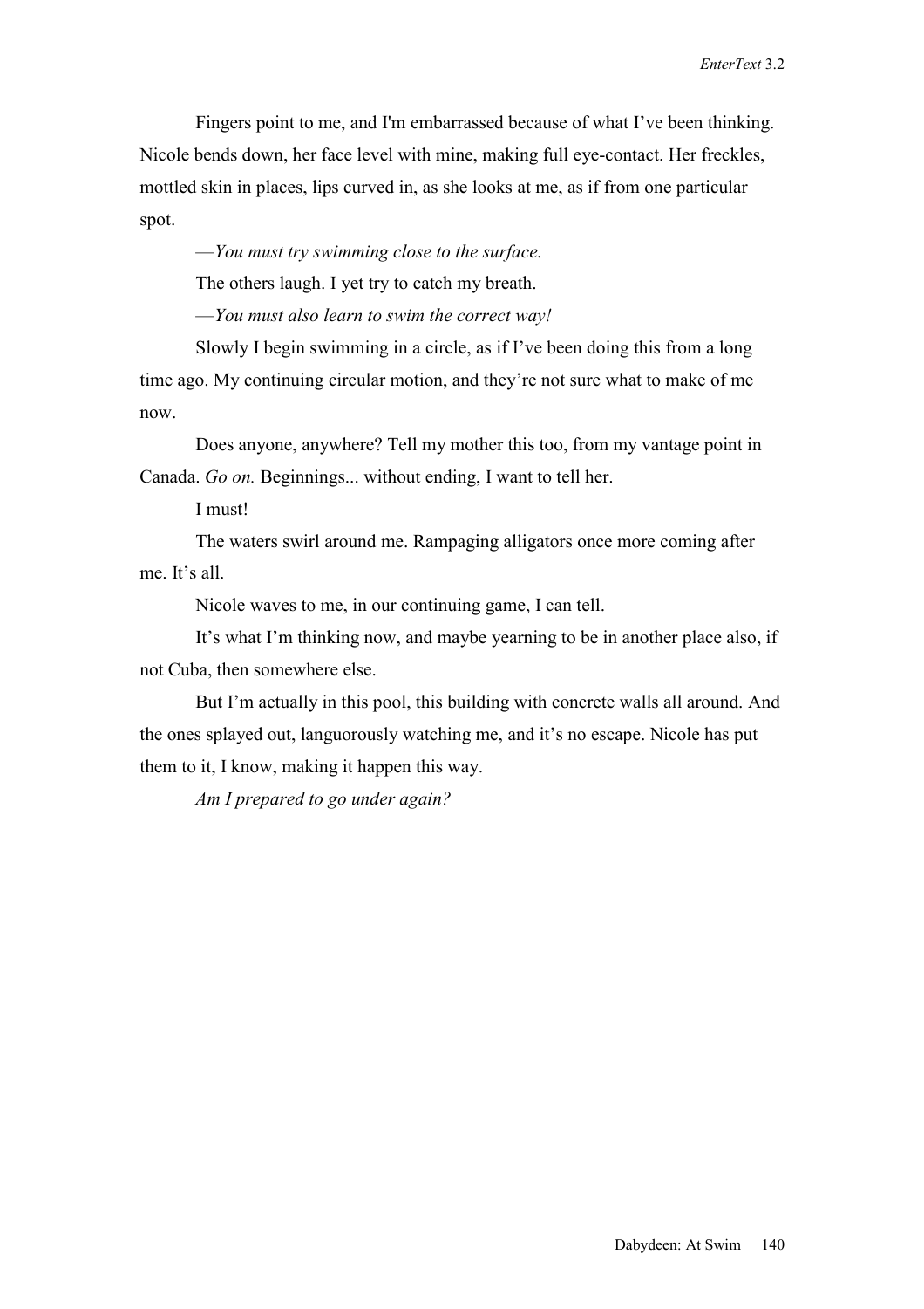Fingers point to me, and I'm embarrassed because of what I've been thinking. Nicole bends down, her face level with mine, making full eye-contact. Her freckles, mottled skin in places, lips curved in, as she looks at me, as if from one particular spot.

—*You must try swimming close to the surface.*

The others laugh. I yet try to catch my breath.

—*You must also learn to swim the correct way!*

Slowly I begin swimming in a circle, as if I've been doing this from a long time ago. My continuing circular motion, and they're not sure what to make of me now.

Does anyone, anywhere? Tell my mother this too, from my vantage point in Canada. *Go on.* Beginnings... without ending, I want to tell her.

I must!

The waters swirl around me. Rampaging alligators once more coming after me. It's all.

Nicole waves to me, in our continuing game, I can tell.

It's what I'm thinking now, and maybe yearning to be in another place also, if not Cuba, then somewhere else.

But I'm actually in this pool, this building with concrete walls all around. And the ones splayed out, languorously watching me, and it's no escape. Nicole has put them to it, I know, making it happen this way.

*Am I prepared to go under again?*